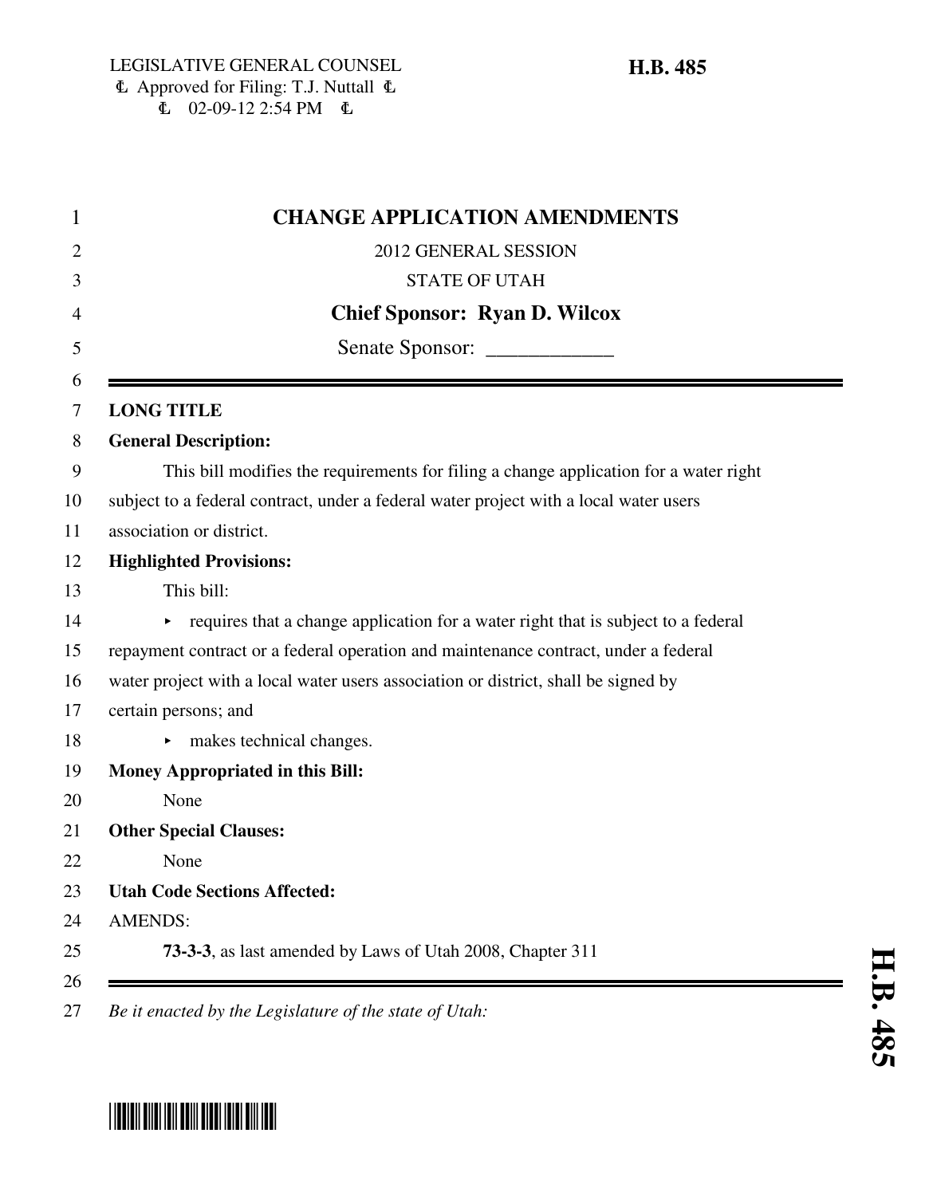LEGISLATIVE GENERAL COUNSEL
Approved for Filing: T.J. Nuttall
02-09-12 2:54 PM

**H.B. 485**

# CHANGE APPLICATION AMENDMENTS

2012 GENERAL SESSION

STATE OF UTAH

**Chief Sponsor: Ryan D. Wilcox**

Senate Sponsor: ____________

**LONG TITLE**

**General Description:**

This bill modifies the requirements for filing a change application for a water right subject to a federal contract, under a federal water project with a local water users association or district.

**Highlighted Provisions:**

This bill:

- requires that a change application for a water right that is subject to a federal repayment contract or a federal operation and maintenance contract, under a federal water project with a local water users association or district, shall be signed by certain persons; and
- makes technical changes.

**Money Appropriated in this Bill:**

None

**Other Special Clauses:**

None

**Utah Code Sections Affected:**

AMENDS:

**73-3-3**, as last amended by Laws of Utah 2008, Chapter 311

*Be it enacted by the Legislature of the state of Utah:*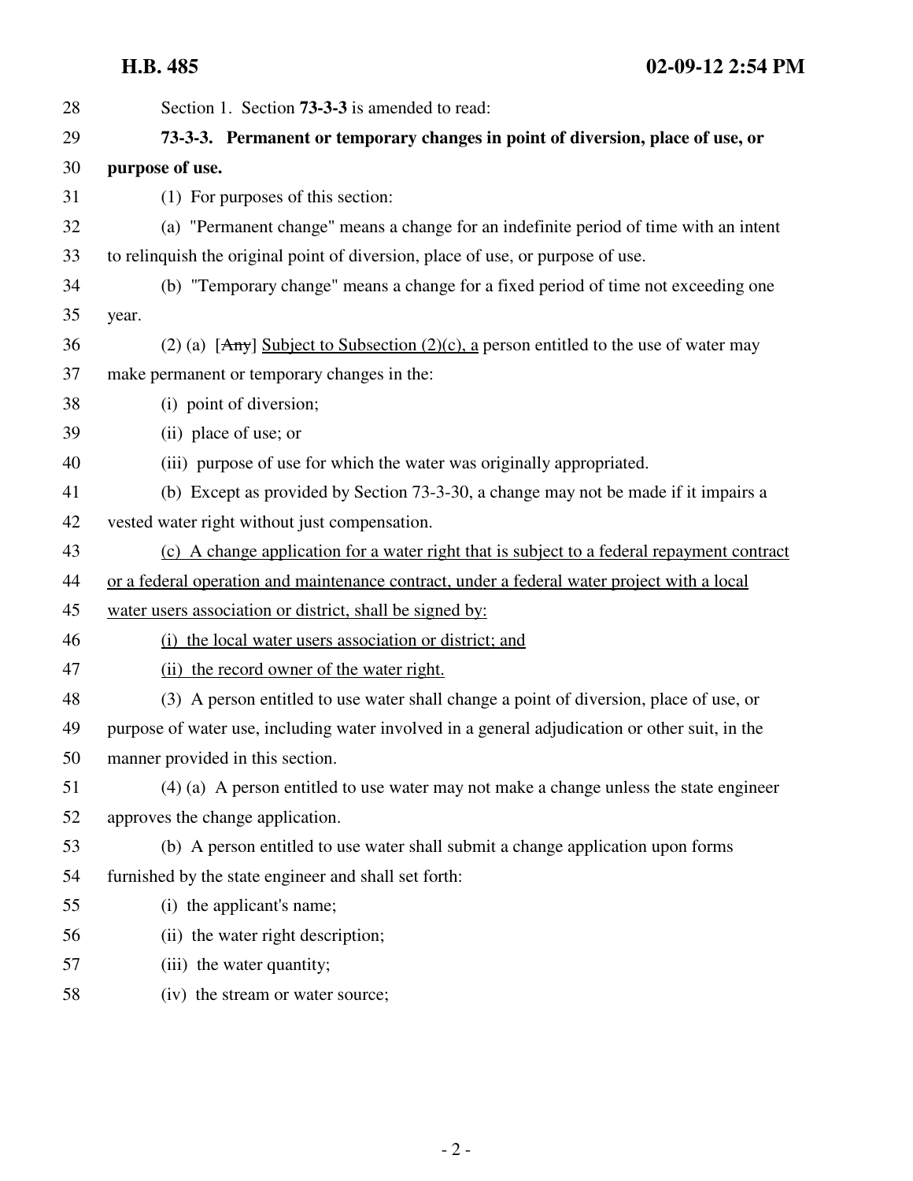Section 1. Section **73-3-3** is amended to read:

**73-3-3. Permanent or temporary changes in point of diversion, place of use, or purpose of use.**

(1) For purposes of this section:

(a) "Permanent change" means a change for an indefinite period of time with an intent to relinquish the original point of diversion, place of use, or purpose of use.

(b) "Temporary change" means a change for a fixed period of time not exceeding one year.

(2) (a) [~~Any~~] Subject to Subsection (2)(c), a person entitled to the use of water may make permanent or temporary changes in the:

(i) point of diversion;

(ii) place of use; or

(iii) purpose of use for which the water was originally appropriated.

(b) Except as provided by Section 73-3-30, a change may not be made if it impairs a vested water right without just compensation.

(c) A change application for a water right that is subject to a federal repayment contract or a federal operation and maintenance contract, under a federal water project with a local water users association or district, shall be signed by:

(i) the local water users association or district; and

(ii) the record owner of the water right.

(3) A person entitled to use water shall change a point of diversion, place of use, or purpose of water use, including water involved in a general adjudication or other suit, in the manner provided in this section.

(4) (a) A person entitled to use water may not make a change unless the state engineer approves the change application.

(b) A person entitled to use water shall submit a change application upon forms furnished by the state engineer and shall set forth:

(i) the applicant's name;

(ii) the water right description;

(iii) the water quantity;

(iv) the stream or water source;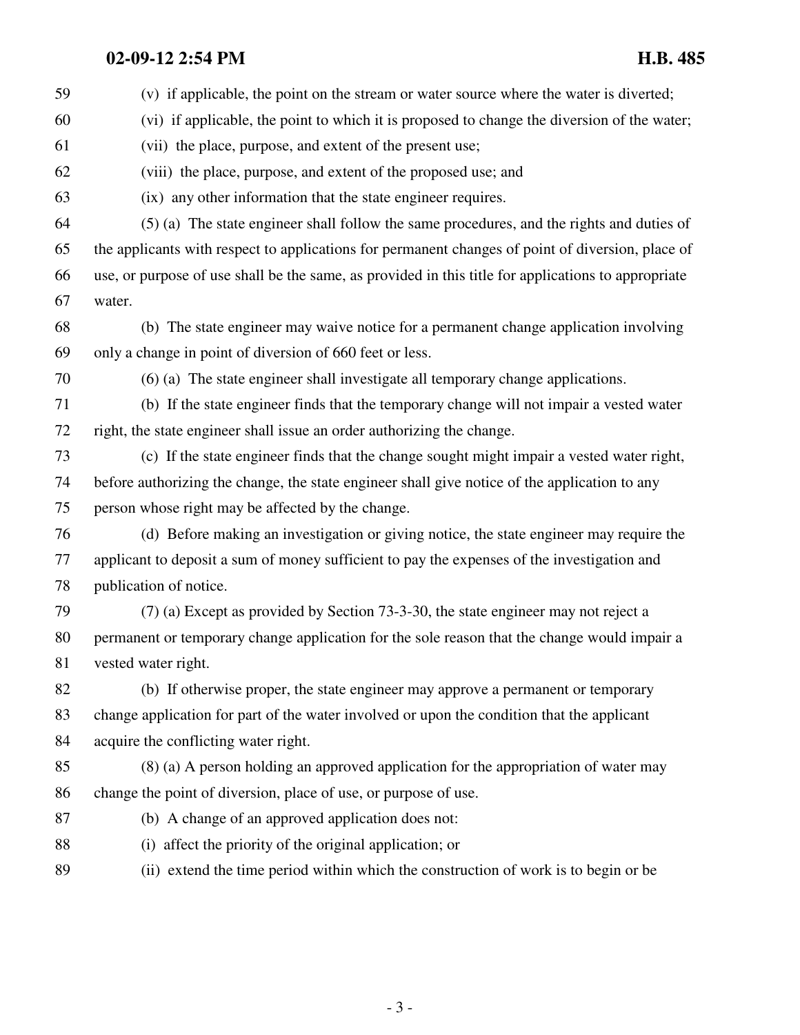(v) if applicable, the point on the stream or water source where the water is diverted;

(vi) if applicable, the point to which it is proposed to change the diversion of the water;

(vii) the place, purpose, and extent of the present use;

(viii) the place, purpose, and extent of the proposed use; and

(ix) any other information that the state engineer requires.

(5) (a) The state engineer shall follow the same procedures, and the rights and duties of the applicants with respect to applications for permanent changes of point of diversion, place of use, or purpose of use shall be the same, as provided in this title for applications to appropriate water.

(b) The state engineer may waive notice for a permanent change application involving only a change in point of diversion of 660 feet or less.

(6) (a) The state engineer shall investigate all temporary change applications.

(b) If the state engineer finds that the temporary change will not impair a vested water right, the state engineer shall issue an order authorizing the change.

(c) If the state engineer finds that the change sought might impair a vested water right, before authorizing the change, the state engineer shall give notice of the application to any person whose right may be affected by the change.

(d) Before making an investigation or giving notice, the state engineer may require the applicant to deposit a sum of money sufficient to pay the expenses of the investigation and publication of notice.

(7) (a) Except as provided by Section 73-3-30, the state engineer may not reject a permanent or temporary change application for the sole reason that the change would impair a vested water right.

(b) If otherwise proper, the state engineer may approve a permanent or temporary change application for part of the water involved or upon the condition that the applicant acquire the conflicting water right.

(8) (a) A person holding an approved application for the appropriation of water may change the point of diversion, place of use, or purpose of use.

(b) A change of an approved application does not:

(i) affect the priority of the original application; or

(ii) extend the time period within which the construction of work is to begin or be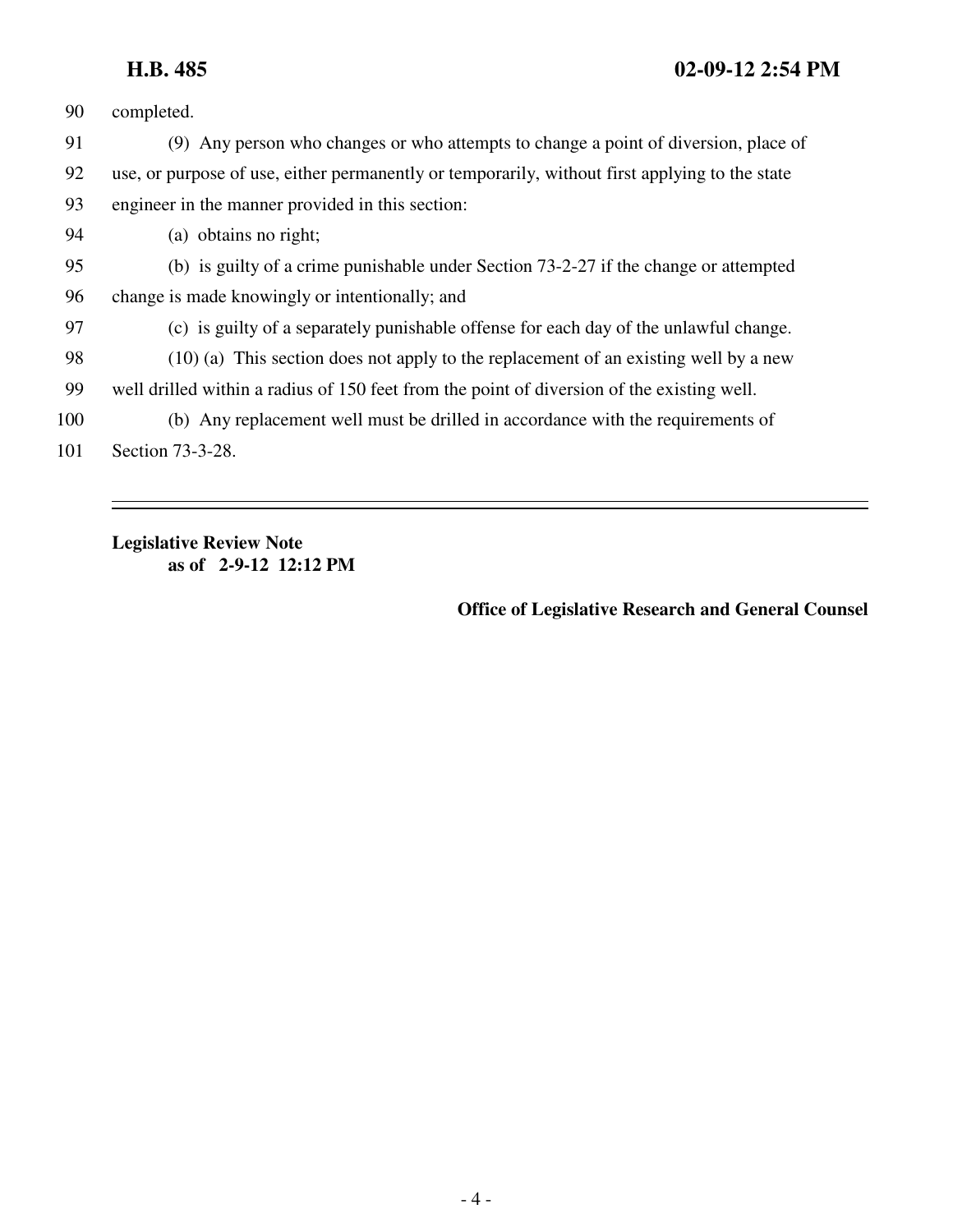completed.

(9) Any person who changes or who attempts to change a point of diversion, place of use, or purpose of use, either permanently or temporarily, without first applying to the state engineer in the manner provided in this section:

(a) obtains no right;

(b) is guilty of a crime punishable under Section 73-2-27 if the change or attempted change is made knowingly or intentionally; and

(c) is guilty of a separately punishable offense for each day of the unlawful change.

(10) (a) This section does not apply to the replacement of an existing well by a new well drilled within a radius of 150 feet from the point of diversion of the existing well.

(b) Any replacement well must be drilled in accordance with the requirements of Section 73-3-28.

---

**Legislative Review Note**
**as of 2-9-12 12:12 PM**

**Office of Legislative Research and General Counsel**